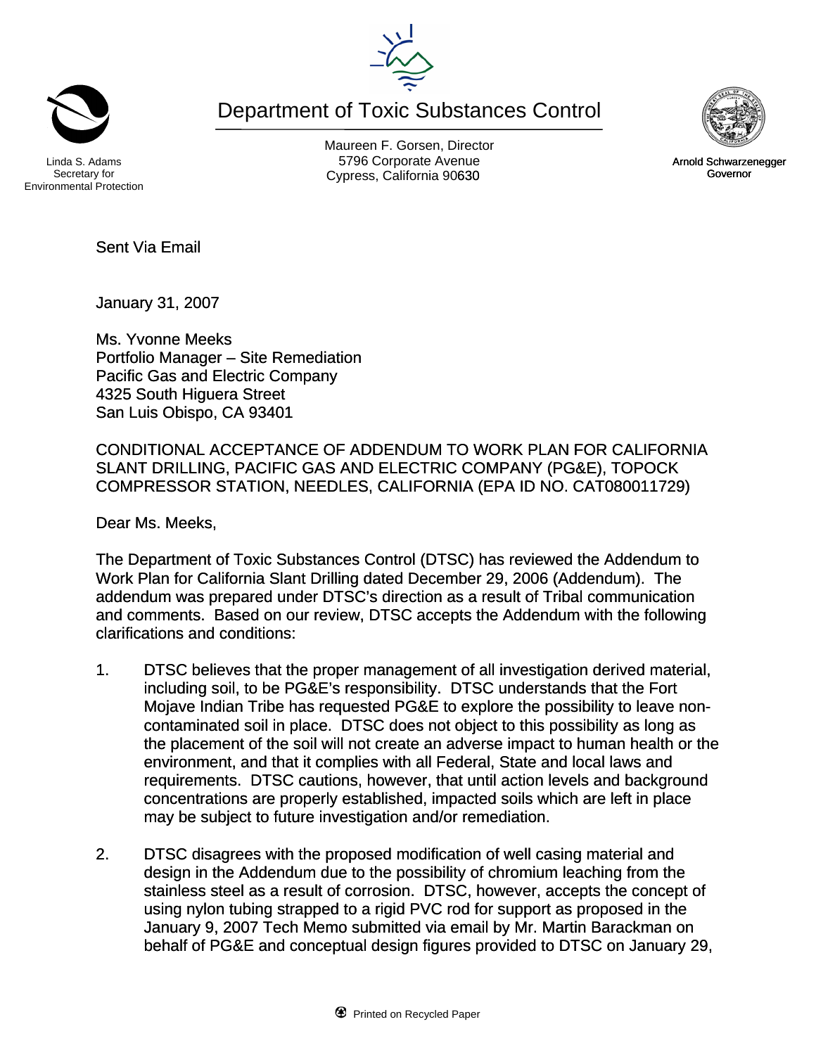Linda S. Adams
Secretary for
Environmental Protection

# Department of Toxic Substances Control

Maureen F. Gorsen, Director
5796 Corporate Avenue
Cypress, California 90630

Arnold Schwarzenegger
Governor

Sent Via Email

January 31, 2007

Ms. Yvonne Meeks
Portfolio Manager – Site Remediation
Pacific Gas and Electric Company
4325 South Higuera Street
San Luis Obispo, CA 93401

CONDITIONAL ACCEPTANCE OF ADDENDUM TO WORK PLAN FOR CALIFORNIA SLANT DRILLING, PACIFIC GAS AND ELECTRIC COMPANY (PG&E), TOPOCK COMPRESSOR STATION, NEEDLES, CALIFORNIA (EPA ID NO. CAT080011729)

Dear Ms. Meeks,

The Department of Toxic Substances Control (DTSC) has reviewed the Addendum to Work Plan for California Slant Drilling dated December 29, 2006 (Addendum). The addendum was prepared under DTSC's direction as a result of Tribal communication and comments. Based on our review, DTSC accepts the Addendum with the following clarifications and conditions:

1. DTSC believes that the proper management of all investigation derived material, including soil, to be PG&E's responsibility. DTSC understands that the Fort Mojave Indian Tribe has requested PG&E to explore the possibility to leave non-contaminated soil in place. DTSC does not object to this possibility as long as the placement of the soil will not create an adverse impact to human health or the environment, and that it complies with all Federal, State and local laws and requirements. DTSC cautions, however, that until action levels and background concentrations are properly established, impacted soils which are left in place may be subject to future investigation and/or remediation.

2. DTSC disagrees with the proposed modification of well casing material and design in the Addendum due to the possibility of chromium leaching from the stainless steel as a result of corrosion. DTSC, however, accepts the concept of using nylon tubing strapped to a rigid PVC rod for support as proposed in the January 9, 2007 Tech Memo submitted via email by Mr. Martin Barackman on behalf of PG&E and conceptual design figures provided to DTSC on January 29,

Printed on Recycled Paper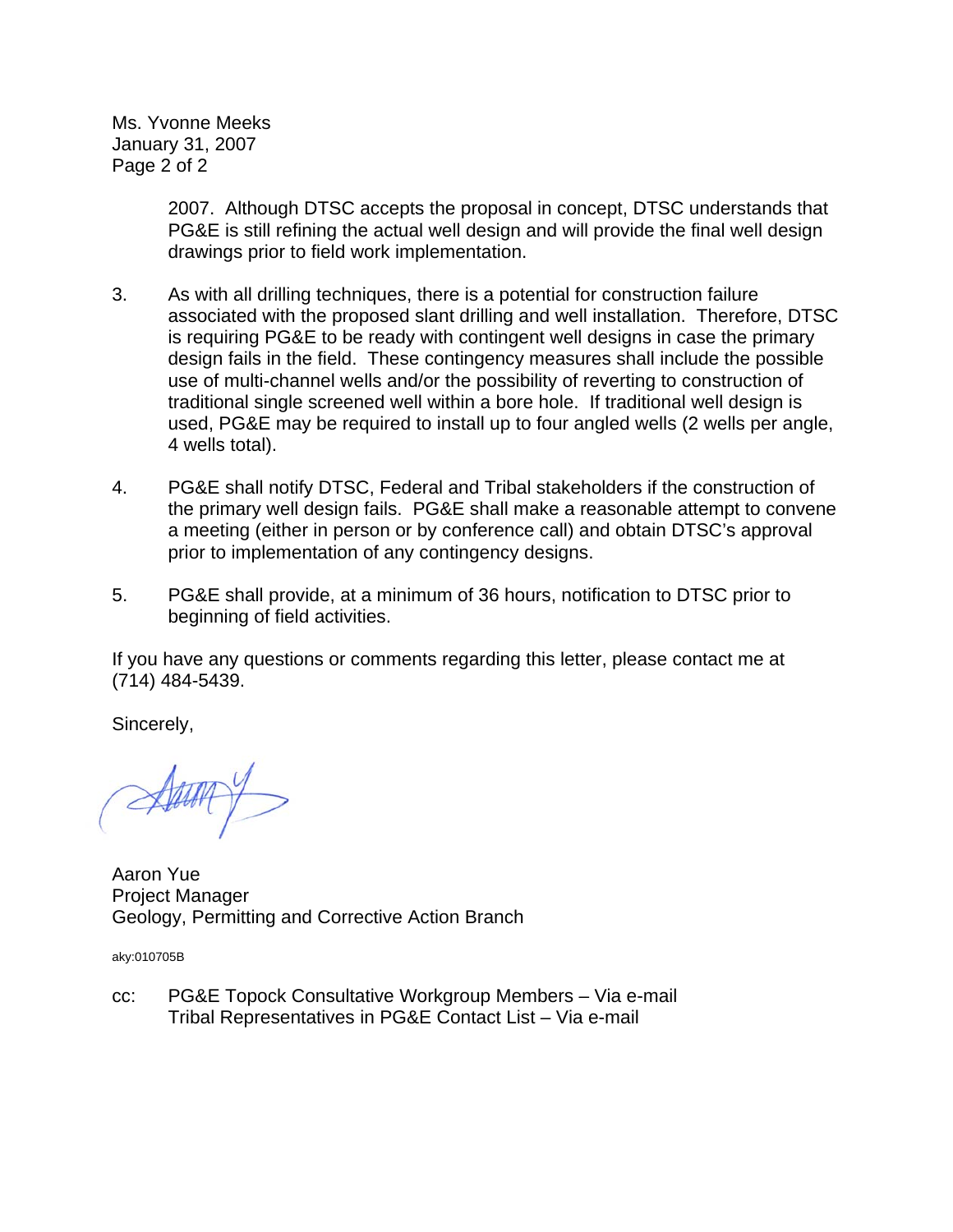Ms. Yvonne Meeks
January 31, 2007

2007. Although DTSC accepts the proposal in concept, DTSC understands that PG&E is still refining the actual well design and will provide the final well design drawings prior to field work implementation.

3. As with all drilling techniques, there is a potential for construction failure associated with the proposed slant drilling and well installation. Therefore, DTSC is requiring PG&E to be ready with contingent well designs in case the primary design fails in the field. These contingency measures shall include the possible use of multi-channel wells and/or the possibility of reverting to construction of traditional single screened well within a bore hole. If traditional well design is used, PG&E may be required to install up to four angled wells (2 wells per angle, 4 wells total).

4. PG&E shall notify DTSC, Federal and Tribal stakeholders if the construction of the primary well design fails. PG&E shall make a reasonable attempt to convene a meeting (either in person or by conference call) and obtain DTSC's approval prior to implementation of any contingency designs.

5. PG&E shall provide, at a minimum of 36 hours, notification to DTSC prior to beginning of field activities.

If you have any questions or comments regarding this letter, please contact me at (714) 484-5439.

Sincerely,

Aaron Yue
Project Manager
Geology, Permitting and Corrective Action Branch

aky:010705B

cc: PG&E Topock Consultative Workgroup Members – Via e-mail
Tribal Representatives in PG&E Contact List – Via e-mail